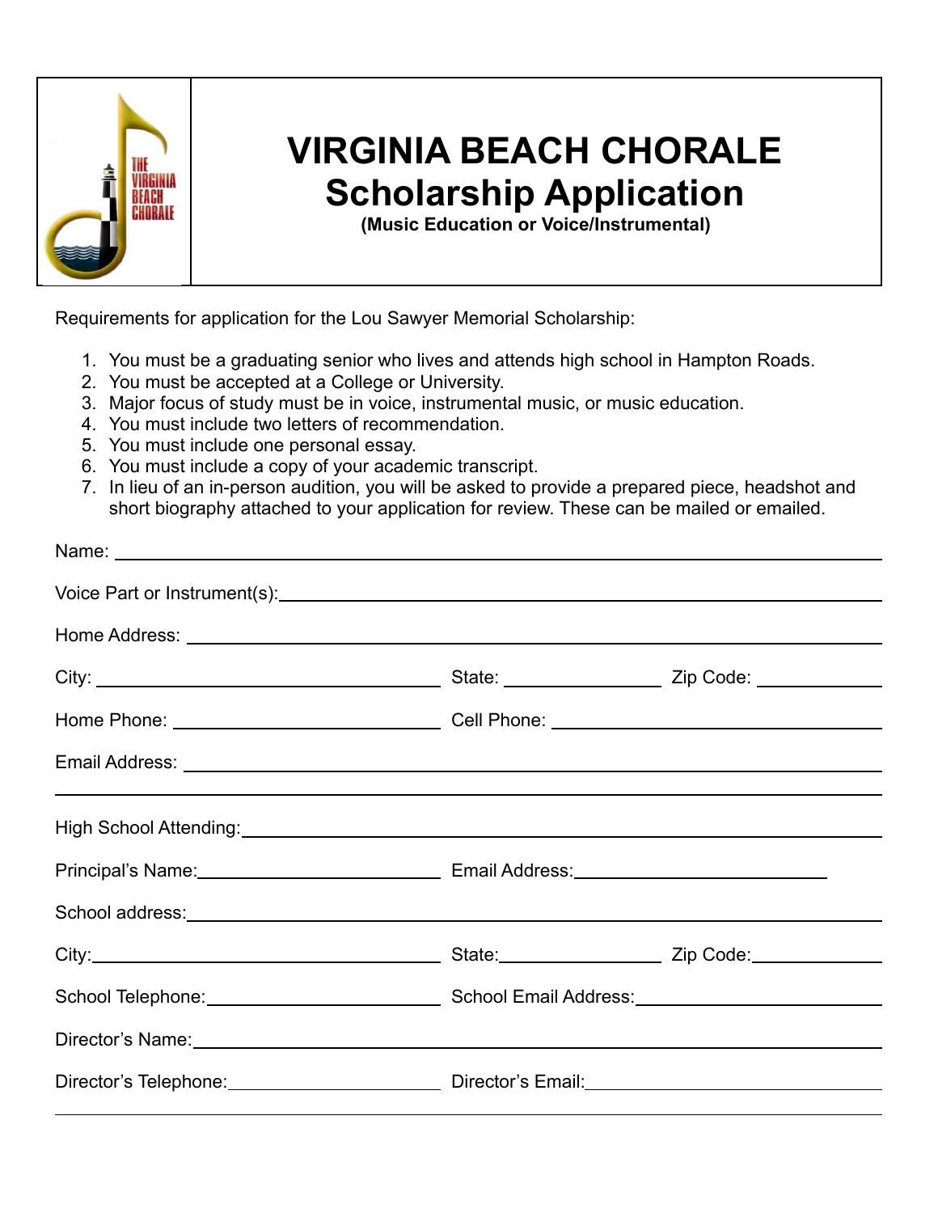# VIRGINIA BEACH CHORALE
# Scholarship Application
**(Music Education or Voice/Instrumental)**

Requirements for application for the Lou Sawyer Memorial Scholarship:

1. You must be a graduating senior who lives and attends high school in Hampton Roads.
2. You must be accepted at a College or University.
3. Major focus of study must be in voice, instrumental music, or music education.
4. You must include two letters of recommendation.
5. You must include one personal essay.
6. You must include a copy of your academic transcript.
7. In lieu of an in-person audition, you will be asked to provide a prepared piece, headshot and short biography attached to your application for review. These can be mailed or emailed.

Name: ______________________________

Voice Part or Instrument(s): ______________________________

Home Address: ______________________________

City: ______________ State: ______________ Zip Code: ______________

Home Phone: ______________ Cell Phone: ______________

Email Address: ______________________________

______________________________

High School Attending: ______________________________

Principal's Name: ______________ Email Address: ______________

School address: ______________________________

City: ______________ State: ______________ Zip Code: ______________

School Telephone: ______________ School Email Address: ______________

Director's Name: ______________________________

Director's Telephone: ______________ Director's Email: ______________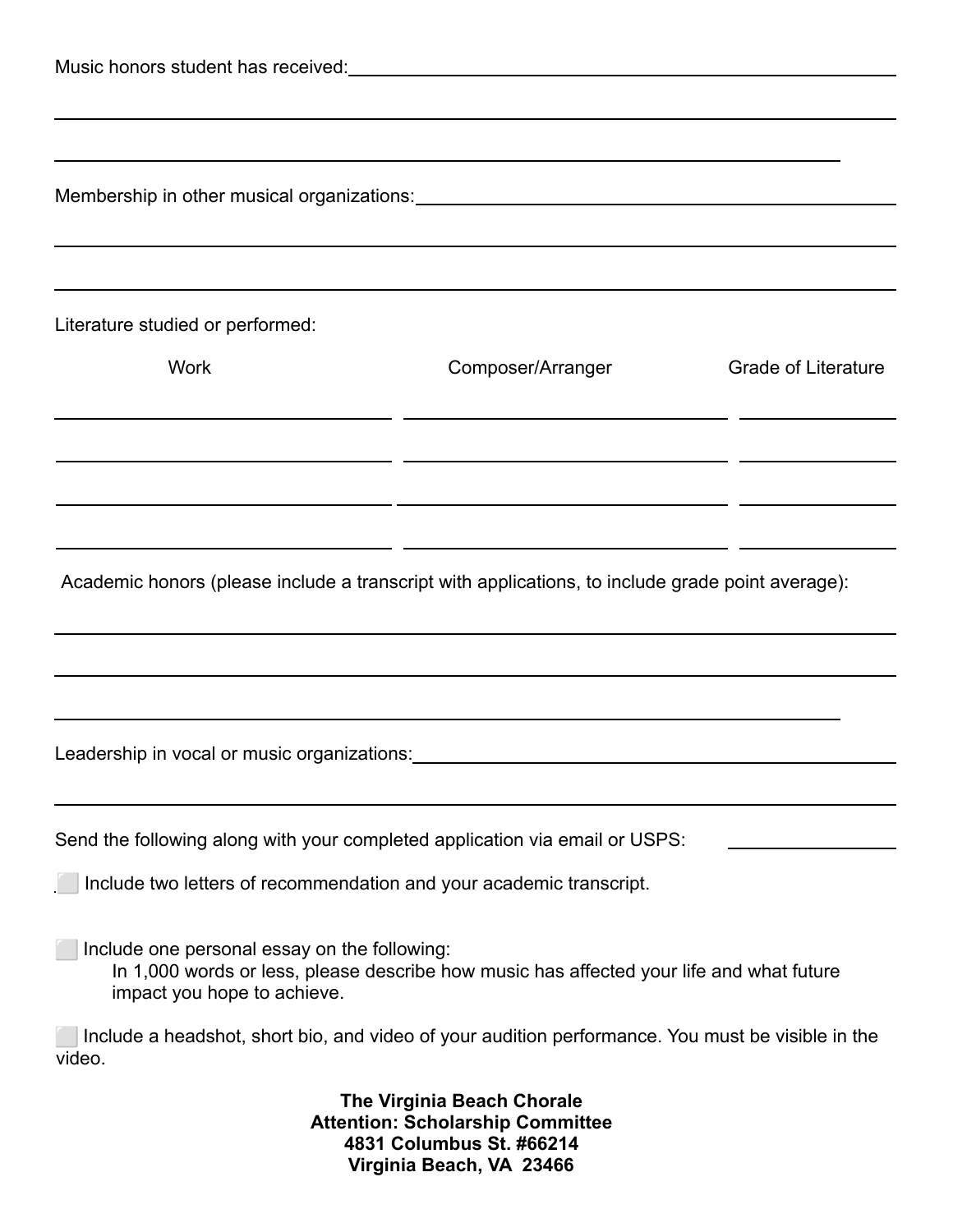Music honors student has received: ______________________________________________

_______________________________________________________________________________

_____________________________________________________________________________

Membership in other musical organizations: _______________________________________

_______________________________________________________________________________

_______________________________________________________________________________

Literature studied or performed:

| Work | Composer/Arranger | Grade of Literature |
| --- | --- | --- |
| | | |
| | | |
| | | |
| | | |

Academic honors (please include a transcript with applications, to include grade point average):

_______________________________________________________________________________

_______________________________________________________________________________

_____________________________________________________________________________

Leadership in vocal or music organizations: ______________________________________

_______________________________________________________________________________

Send the following along with your completed application via email or USPS: ______________

⬜ Include two letters of recommendation and your academic transcript.

⬜ Include one personal essay on the following:
In 1,000 words or less, please describe how music has affected your life and what future impact you hope to achieve.

⬜ Include a headshot, short bio, and video of your audition performance. You must be visible in the video.

**The Virginia Beach Chorale**
**Attention: Scholarship Committee**
**4831 Columbus St. #66214**
**Virginia Beach, VA 23466**